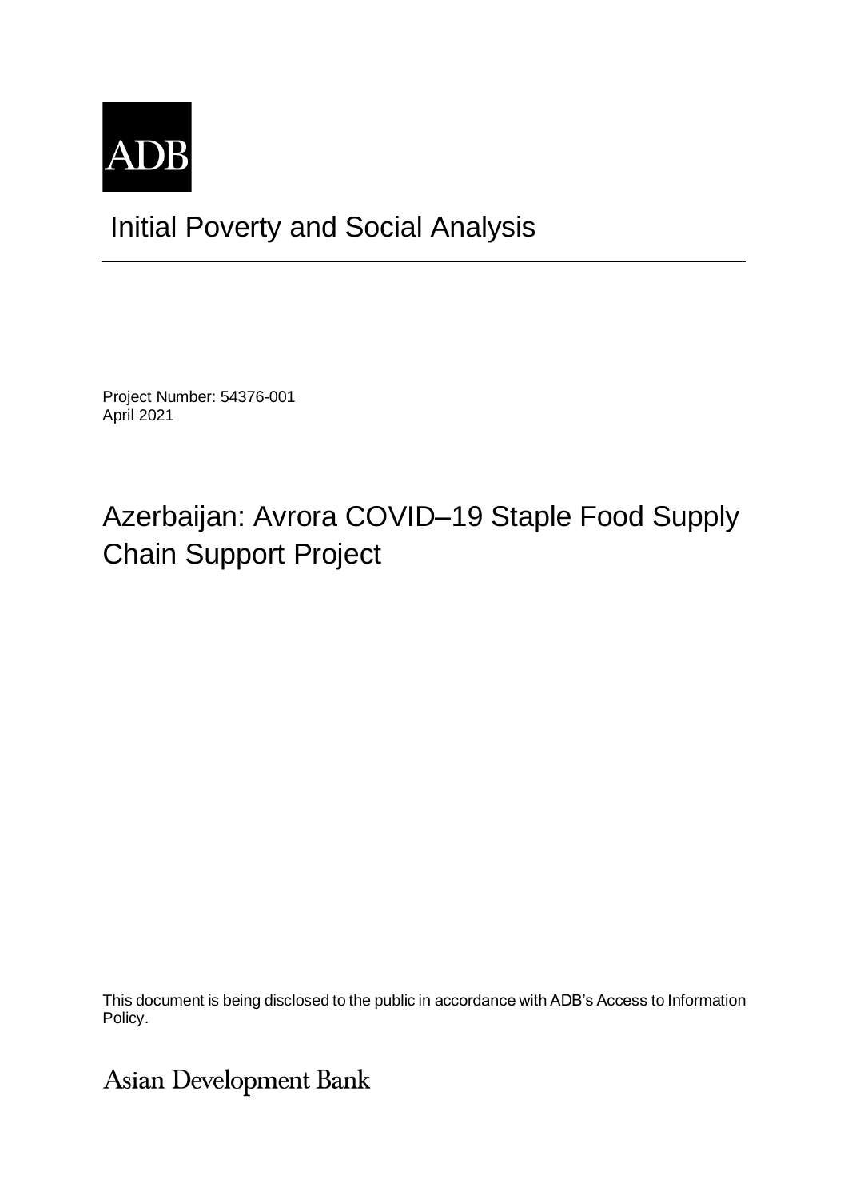ADB

# Initial Poverty and Social Analysis

Project Number: 54376-001
April 2021

## Azerbaijan: Avrora COVID–19 Staple Food Supply Chain Support Project

This document is being disclosed to the public in accordance with ADB's Access to Information Policy.

Asian Development Bank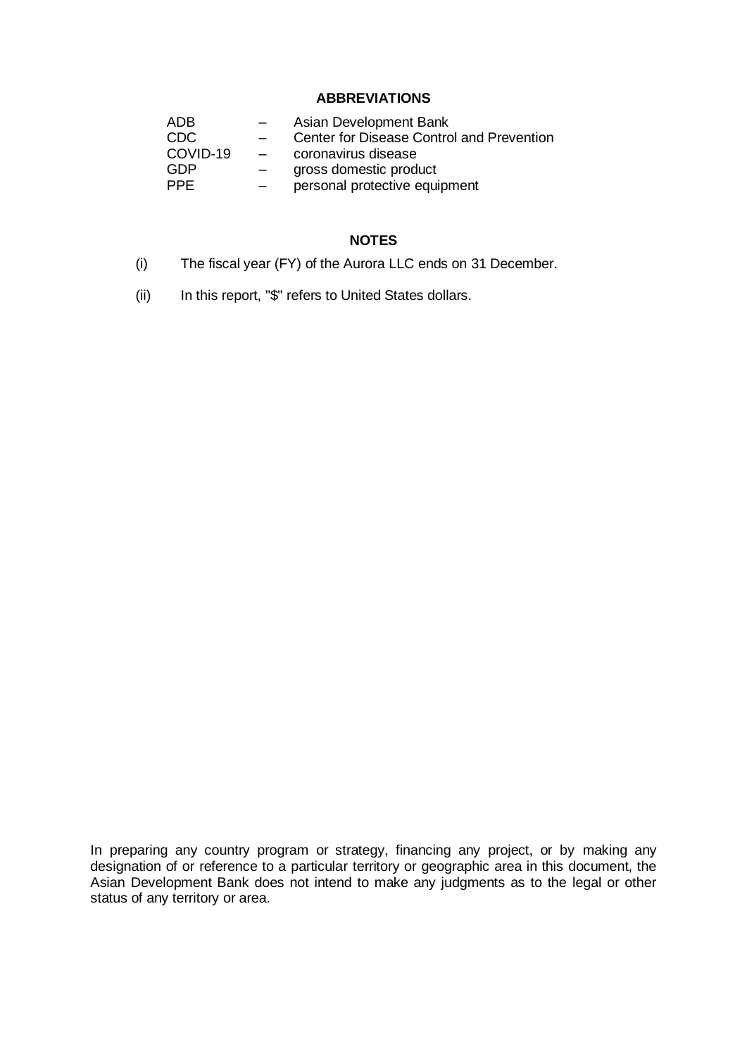## ABBREVIATIONS

| | | |
|---|---|---|
| ADB | – | Asian Development Bank |
| CDC | – | Center for Disease Control and Prevention |
| COVID-19 | – | coronavirus disease |
| GDP | – | gross domestic product |
| PPE | – | personal protective equipment |

## NOTES

(i) The fiscal year (FY) of the Aurora LLC ends on 31 December.

(ii) In this report, "$" refers to United States dollars.

In preparing any country program or strategy, financing any project, or by making any designation of or reference to a particular territory or geographic area in this document, the Asian Development Bank does not intend to make any judgments as to the legal or other status of any territory or area.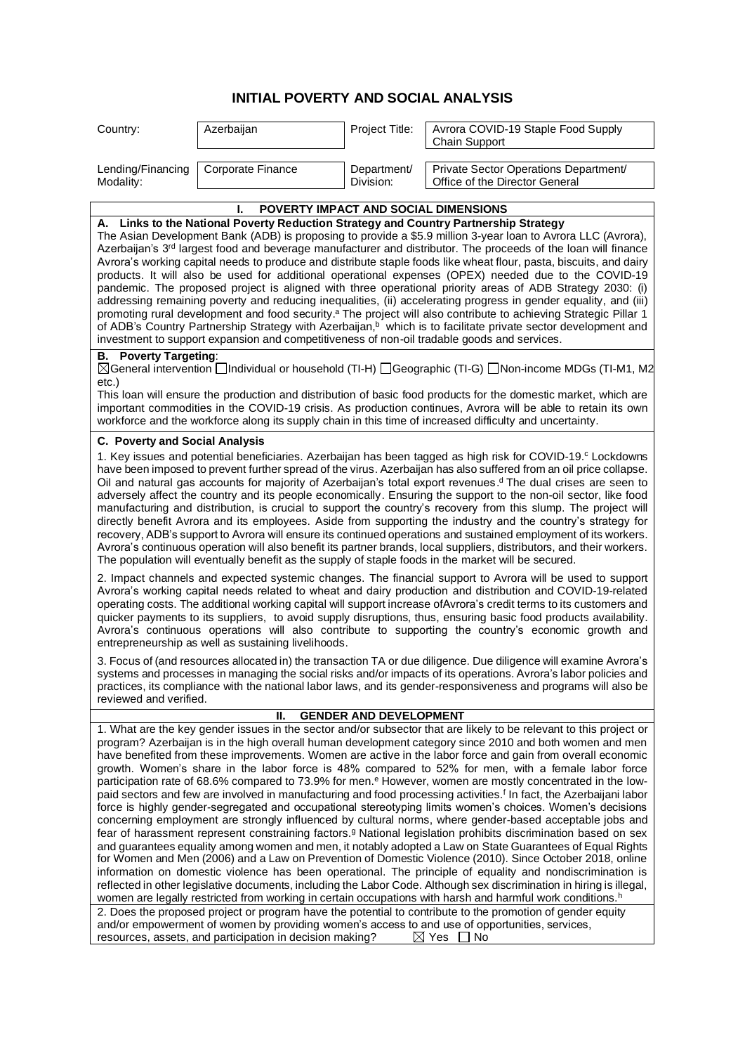# INITIAL POVERTY AND SOCIAL ANALYSIS

| Country: | Azerbaijan | Project Title: | Avrora COVID-19 Staple Food Supply Chain Support |
|---|---|---|---|
| Lending/Financing Modality: | Corporate Finance | Department/ Division: | Private Sector Operations Department/ Office of the Director General |

## I. POVERTY IMPACT AND SOCIAL DIMENSIONS

**A. Links to the National Poverty Reduction Strategy and Country Partnership Strategy**

The Asian Development Bank (ADB) is proposing to provide a $5.9 million 3-year loan to Avrora LLC (Avrora), Azerbaijan's 3rd largest food and beverage manufacturer and distributor. The proceeds of the loan will finance Avrora's working capital needs to produce and distribute staple foods like wheat flour, pasta, biscuits, and dairy products. It will also be used for additional operational expenses (OPEX) needed due to the COVID-19 pandemic. The proposed project is aligned with three operational priority areas of ADB Strategy 2030: (i) addressing remaining poverty and reducing inequalities, (ii) accelerating progress in gender equality, and (iii) promoting rural development and food security.[a] The project will also contribute to achieving Strategic Pillar 1 of ADB's Country Partnership Strategy with Azerbaijan,[b] which is to facilitate private sector development and investment to support expansion and competitiveness of non-oil tradable goods and services.

**B. Poverty Targeting**:

☒General intervention ☐Individual or household (TI-H) ☐Geographic (TI-G) ☐Non-income MDGs (TI-M1, M2 etc.)

This loan will ensure the production and distribution of basic food products for the domestic market, which are important commodities in the COVID-19 crisis. As production continues, Avrora will be able to retain its own workforce and the workforce along its supply chain in this time of increased difficulty and uncertainty.

**C. Poverty and Social Analysis**

1. Key issues and potential beneficiaries. Azerbaijan has been tagged as high risk for COVID-19.[c] Lockdowns have been imposed to prevent further spread of the virus. Azerbaijan has also suffered from an oil price collapse. Oil and natural gas accounts for majority of Azerbaijan's total export revenues.[d] The dual crises are seen to adversely affect the country and its people economically. Ensuring the support to the non-oil sector, like food manufacturing and distribution, is crucial to support the country's recovery from this slump. The project will directly benefit Avrora and its employees. Aside from supporting the industry and the country's strategy for recovery, ADB's support to Avrora will ensure its continued operations and sustained employment of its workers. Avrora's continuous operation will also benefit its partner brands, local suppliers, distributors, and their workers. The population will eventually benefit as the supply of staple foods in the market will be secured.

2. Impact channels and expected systemic changes. The financial support to Avrora will be used to support Avrora's working capital needs related to wheat and dairy production and distribution and COVID-19-related operating costs. The additional working capital will support increase ofAvrora's credit terms to its customers and quicker payments to its suppliers, to avoid supply disruptions, thus, ensuring basic food products availability. Avrora's continuous operations will also contribute to supporting the country's economic growth and entrepreneurship as well as sustaining livelihoods.

3. Focus of (and resources allocated in) the transaction TA or due diligence. Due diligence will examine Avrora's systems and processes in managing the social risks and/or impacts of its operations. Avrora's labor policies and practices, its compliance with the national labor laws, and its gender-responsiveness and programs will also be reviewed and verified.

## II. GENDER AND DEVELOPMENT

1. What are the key gender issues in the sector and/or subsector that are likely to be relevant to this project or program? Azerbaijan is in the high overall human development category since 2010 and both women and men have benefited from these improvements. Women are active in the labor force and gain from overall economic growth. Women's share in the labor force is 48% compared to 52% for men, with a female labor force participation rate of 68.6% compared to 73.9% for men.[e] However, women are mostly concentrated in the low-paid sectors and few are involved in manufacturing and food processing activities.[f] In fact, the Azerbaijani labor force is highly gender-segregated and occupational stereotyping limits women's choices. Women's decisions concerning employment are strongly influenced by cultural norms, where gender-based acceptable jobs and fear of harassment represent constraining factors.[g] National legislation prohibits discrimination based on sex and guarantees equality among women and men, it notably adopted a Law on State Guarantees of Equal Rights for Women and Men (2006) and a Law on Prevention of Domestic Violence (2010). Since October 2018, online information on domestic violence has been operational. The principle of equality and nondiscrimination is reflected in other legislative documents, including the Labor Code. Although sex discrimination in hiring is illegal, women are legally restricted from working in certain occupations with harsh and harmful work conditions.[h]

2. Does the proposed project or program have the potential to contribute to the promotion of gender equity and/or empowerment of women by providing women's access to and use of opportunities, services, resources, assets, and participation in decision making? ☒ Yes ☐ No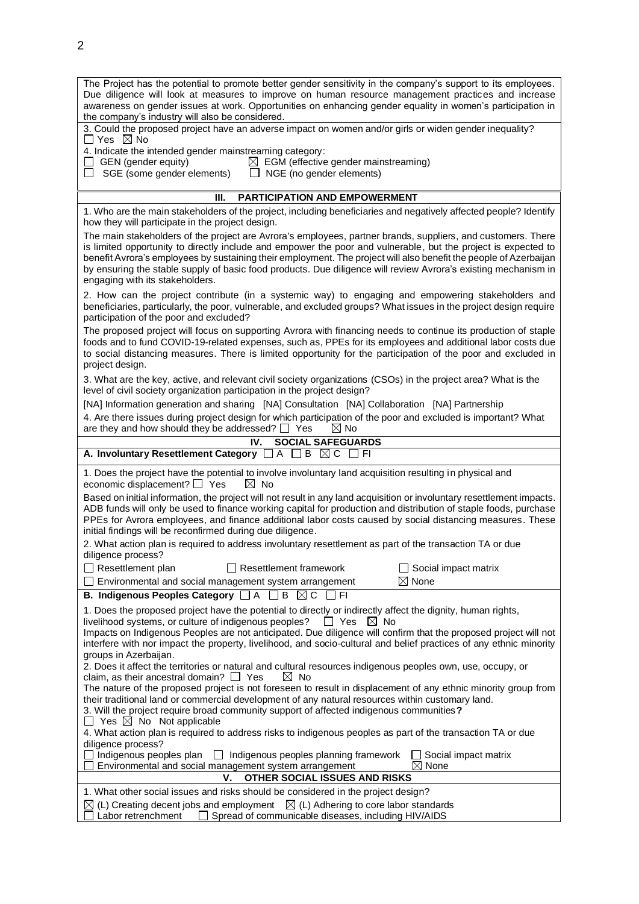The Project has the potential to promote better gender sensitivity in the company's support to its employees. Due diligence will look at measures to improve on human resource management practices and increase awareness on gender issues at work. Opportunities on enhancing gender equality in women's participation in the company's industry will also be considered.

3. Could the proposed project have an adverse impact on women and/or girls or widen gender inequality?
☐ Yes ☒ No

4. Indicate the intended gender mainstreaming category:
☐ GEN (gender equity) ☒ EGM (effective gender mainstreaming)
☐ SGE (some gender elements) ☐ NGE (no gender elements)

## III. PARTICIPATION AND EMPOWERMENT

1. Who are the main stakeholders of the project, including beneficiaries and negatively affected people? Identify how they will participate in the project design.

The main stakeholders of the project are Avrora's employees, partner brands, suppliers, and customers. There is limited opportunity to directly include and empower the poor and vulnerable, but the project is expected to benefit Avrora's employees by sustaining their employment. The project will also benefit the people of Azerbaijan by ensuring the stable supply of basic food products. Due diligence will review Avrora's existing mechanism in engaging with its stakeholders.

2. How can the project contribute (in a systemic way) to engaging and empowering stakeholders and beneficiaries, particularly, the poor, vulnerable, and excluded groups? What issues in the project design require participation of the poor and excluded?

The proposed project will focus on supporting Avrora with financing needs to continue its production of staple foods and to fund COVID-19-related expenses, such as, PPEs for its employees and additional labor costs due to social distancing measures. There is limited opportunity for the participation of the poor and excluded in project design.

3. What are the key, active, and relevant civil society organizations (CSOs) in the project area? What is the level of civil society organization participation in the project design?

[NA] Information generation and sharing [NA] Consultation [NA] Collaboration [NA] Partnership

4. Are there issues during project design for which participation of the poor and excluded is important? What are they and how should they be addressed? ☐ Yes ☒ No

## IV. SOCIAL SAFEGUARDS

**A. Involuntary Resettlement Category** ☐ A ☐ B ☒ C ☐ FI

1. Does the project have the potential to involve involuntary land acquisition resulting in physical and economic displacement? ☐ Yes ☒ No

Based on initial information, the project will not result in any land acquisition or involuntary resettlement impacts. ADB funds will only be used to finance working capital for production and distribution of staple foods, purchase PPEs for Avrora employees, and finance additional labor costs caused by social distancing measures. These initial findings will be reconfirmed during due diligence.

2. What action plan is required to address involuntary resettlement as part of the transaction TA or due diligence process?

☐ Resettlement plan ☐ Resettlement framework ☐ Social impact matrix
☐ Environmental and social management system arrangement ☒ None

**B. Indigenous Peoples Category** ☐ A ☐ B ☒ C ☐ FI

1. Does the proposed project have the potential to directly or indirectly affect the dignity, human rights, livelihood systems, or culture of indigenous peoples? ☐ Yes ☒ No

Impacts on Indigenous Peoples are not anticipated. Due diligence will confirm that the proposed project will not interfere with nor impact the property, livelihood, and socio-cultural and belief practices of any ethnic minority groups in Azerbaijan.

2. Does it affect the territories or natural and cultural resources indigenous peoples own, use, occupy, or claim, as their ancestral domain? ☐ Yes ☒ No

The nature of the proposed project is not foreseen to result in displacement of any ethnic minority group from their traditional land or commercial development of any natural resources within customary land.

3. Will the project require broad community support of affected indigenous communities**?**
☐ Yes ☒ No Not applicable

4. What action plan is required to address risks to indigenous peoples as part of the transaction TA or due diligence process?

☐ Indigenous peoples plan ☐ Indigenous peoples planning framework ☐ Social impact matrix
☐ Environmental and social management system arrangement ☒ None

## V. OTHER SOCIAL ISSUES AND RISKS

1. What other social issues and risks should be considered in the project design?

☒ (L) Creating decent jobs and employment ☒ (L) Adhering to core labor standards
☐ Labor retrenchment ☐ Spread of communicable diseases, including HIV/AIDS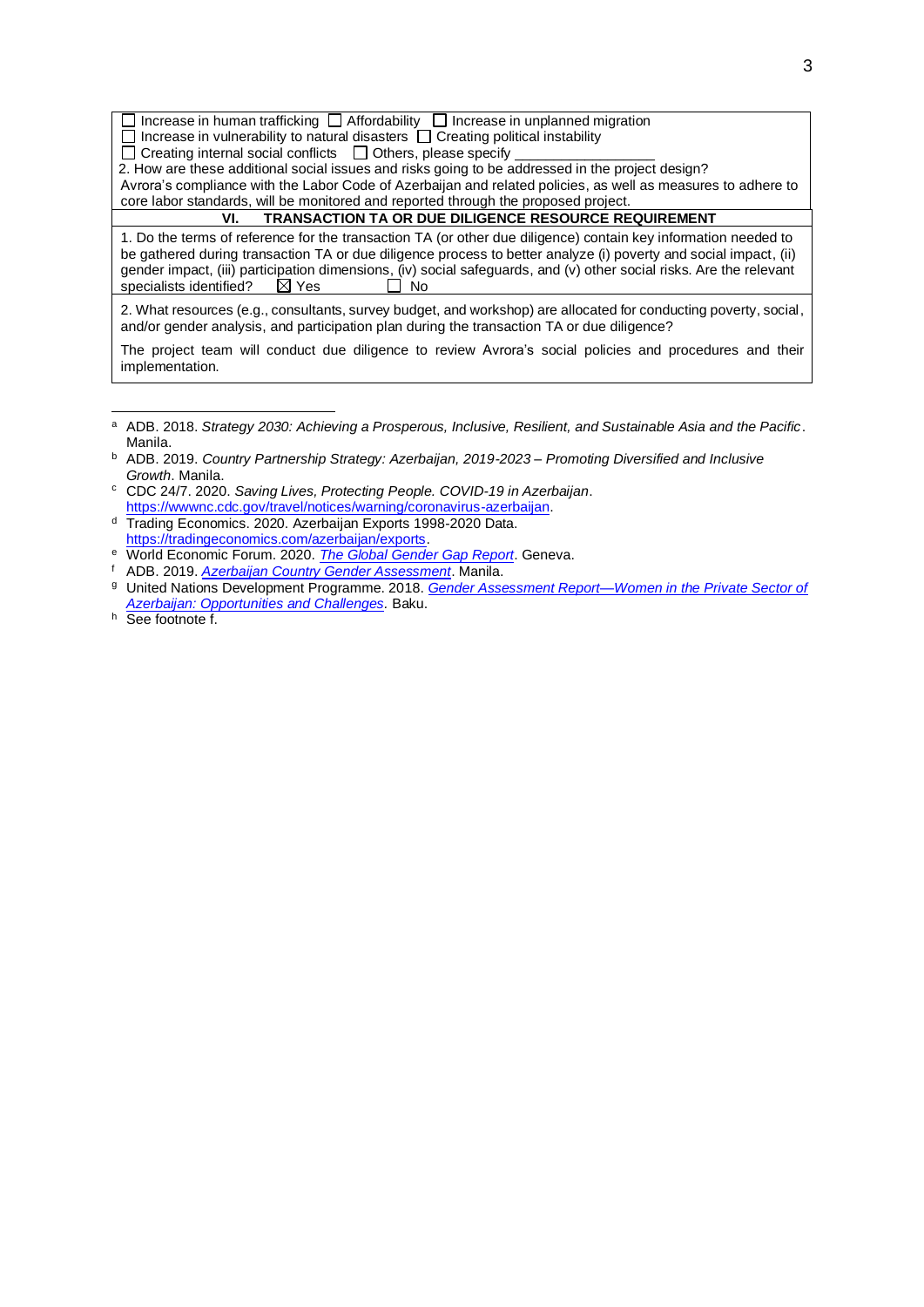☐ Increase in human trafficking ☐ Affordability ☐ Increase in unplanned migration
☐ Increase in vulnerability to natural disasters ☐ Creating political instability
☐ Creating internal social conflicts ☐ Others, please specify _______________

2. How are these additional social issues and risks going to be addressed in the project design?
Avrora's compliance with the Labor Code of Azerbaijan and related policies, as well as measures to adhere to core labor standards, will be monitored and reported through the proposed project.

## VI. TRANSACTION TA OR DUE DILIGENCE RESOURCE REQUIREMENT

1. Do the terms of reference for the transaction TA (or other due diligence) contain key information needed to be gathered during transaction TA or due diligence process to better analyze (i) poverty and social impact, (ii) gender impact, (iii) participation dimensions, (iv) social safeguards, and (v) other social risks. Are the relevant specialists identified? ☒ Yes ☐ No

2. What resources (e.g., consultants, survey budget, and workshop) are allocated for conducting poverty, social, and/or gender analysis, and participation plan during the transaction TA or due diligence?

The project team will conduct due diligence to review Avrora's social policies and procedures and their implementation.

---

[a] ADB. 2018. *Strategy 2030: Achieving a Prosperous, Inclusive, Resilient, and Sustainable Asia and the Pacific*. Manila.

[b] ADB. 2019. *Country Partnership Strategy: Azerbaijan, 2019-2023 – Promoting Diversified and Inclusive Growth*. Manila.

[c] CDC 24/7. 2020. *Saving Lives, Protecting People. COVID-19 in Azerbaijan*. https://wwwnc.cdc.gov/travel/notices/warning/coronavirus-azerbaijan.

[d] Trading Economics. 2020. Azerbaijan Exports 1998-2020 Data. https://tradingeconomics.com/azerbaijan/exports.

[e] World Economic Forum. 2020. *The Global Gender Gap Report*. Geneva.

[f] ADB. 2019. *Azerbaijan Country Gender Assessment*. Manila.

[g] United Nations Development Programme. 2018. *Gender Assessment Report—Women in the Private Sector of Azerbaijan: Opportunities and Challenges*. Baku.

[h] See footnote f.